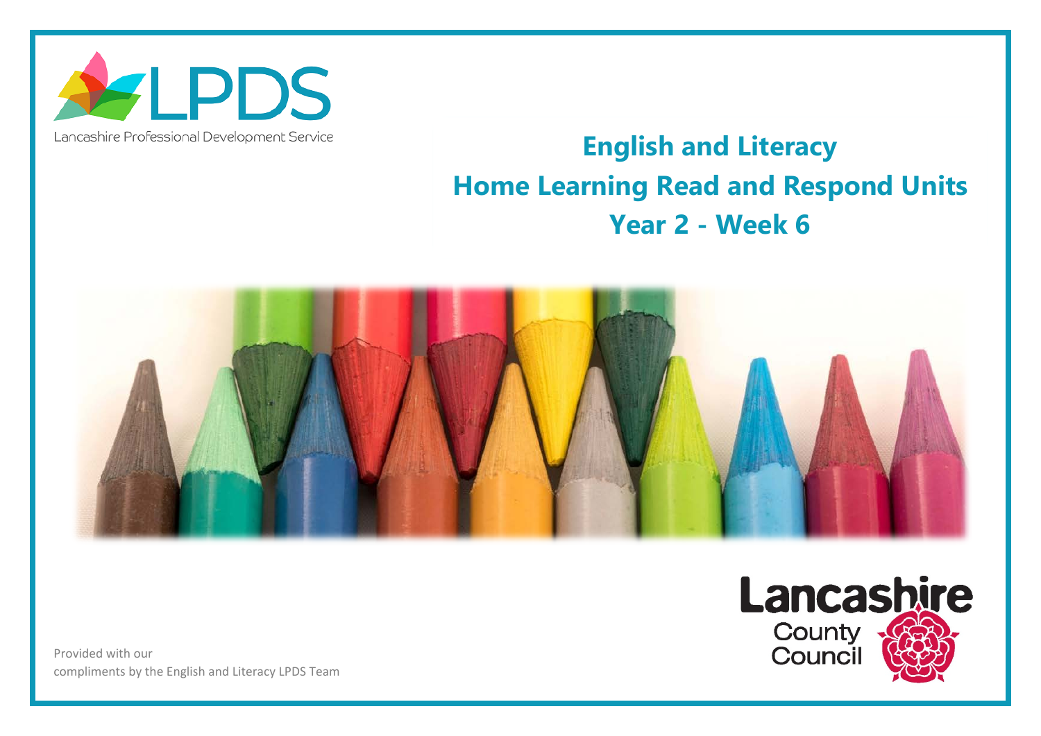LPDS

Lancashire Professional Development Service

# English and Literacy
# Home Learning Read and Respond Units
# Year 2 - Week 6

Lancashire County Council

Provided with our compliments by the English and Literacy LPDS Team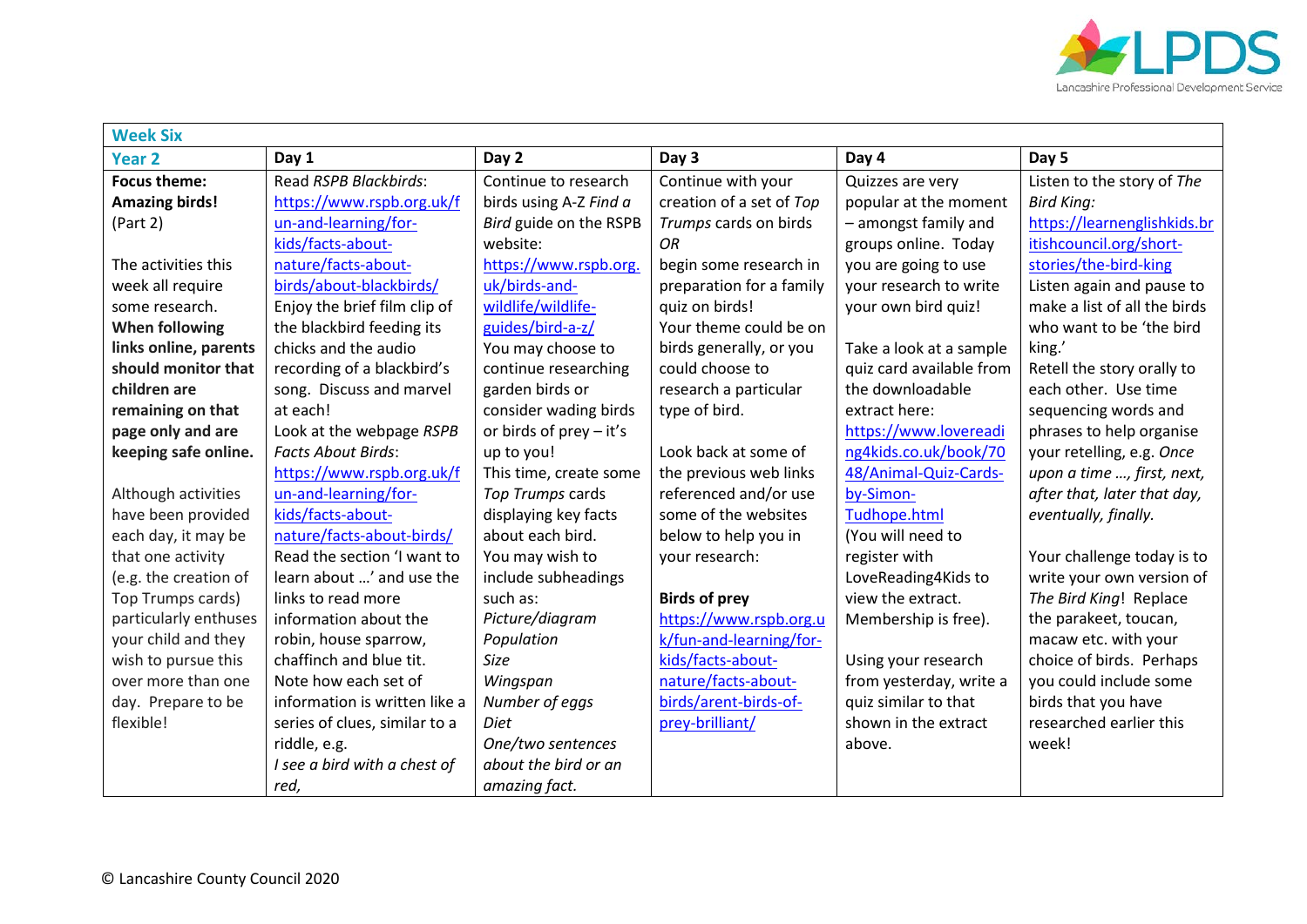| Week Six | | | | | |
|---|---|---|---|---|---|
| **Year 2** | **Day 1** | **Day 2** | **Day 3** | **Day 4** | **Day 5** |
| **Focus theme: Amazing birds!** (Part 2)<br><br>The activities this week all require some research. **When following links online, parents should monitor that children are remaining on that page only and are keeping safe online.**<br><br>Although activities have been provided each day, it may be that one activity (e.g. the creation of Top Trumps cards) particularly enthuses your child and they wish to pursue this over more than one day. Prepare to be flexible! | Read *RSPB Blackbirds*: https://www.rspb.org.uk/fun-and-learning/for-kids/facts-about-nature/facts-about-birds/about-blackbirds/<br>Enjoy the brief film clip of the blackbird feeding its chicks and the audio recording of a blackbird's song. Discuss and marvel at each!<br>Look at the webpage *RSPB Facts About Birds*: https://www.rspb.org.uk/fun-and-learning/for-kids/facts-about-nature/facts-about-birds/<br>Read the section 'I want to learn about …' and use the links to read more information about the robin, house sparrow, chaffinch and blue tit.<br>Note how each set of information is written like a series of clues, similar to a riddle, e.g.<br>*I see a bird with a chest of red,* | Continue to research birds using A-Z *Find a Bird* guide on the RSPB website:<br>https://www.rspb.org.uk/birds-and-wildlife/wildlife-guides/bird-a-z/<br>You may choose to continue researching garden birds or consider wading birds or birds of prey – it's up to you!<br>This time, create some *Top Trumps* cards displaying key facts about each bird.<br>You may wish to include subheadings such as:<br>*Picture/diagram*<br>*Population*<br>*Size*<br>*Wingspan*<br>*Number of eggs*<br>*Diet*<br>*One/two sentences about the bird or an amazing fact.* | Continue with your creation of a set of *Top Trumps* cards on birds<br>*OR*<br>begin some research in preparation for a family quiz on birds!<br>Your theme could be on birds generally, or you could choose to research a particular type of bird.<br><br>Look back at some of the previous web links referenced and/or use some of the websites below to help you in your research:<br><br>**Birds of prey**<br>https://www.rspb.org.uk/fun-and-learning/for-kids/facts-about-nature/facts-about-birds/arent-birds-of-prey-brilliant/ | Quizzes are very popular at the moment – amongst family and groups online. Today you are going to use your research to write your own bird quiz!<br><br>Take a look at a sample quiz card available from the downloadable extract here:<br>https://www.lovereading4kids.co.uk/book/7048/Animal-Quiz-Cards-by-Simon-Tudhope.html<br>(You will need to register with LoveReading4Kids to view the extract. Membership is free).<br><br>Using your research from yesterday, write a quiz similar to that shown in the extract above. | Listen to the story of *The Bird King*:<br>https://learnenglishkids.britishcouncil.org/short-stories/the-bird-king<br>Listen again and pause to make a list of all the birds who want to be 'the bird king.'<br>Retell the story orally to each other. Use time sequencing words and phrases to help organise your retelling, e.g. *Once upon a time …, first, next, after that, later that day, eventually, finally.*<br><br>Your challenge today is to write your own version of *The Bird King*! Replace the parakeet, toucan, macaw etc. with your choice of birds. Perhaps you could include some birds that you have researched earlier this week! |

© Lancashire County Council 2020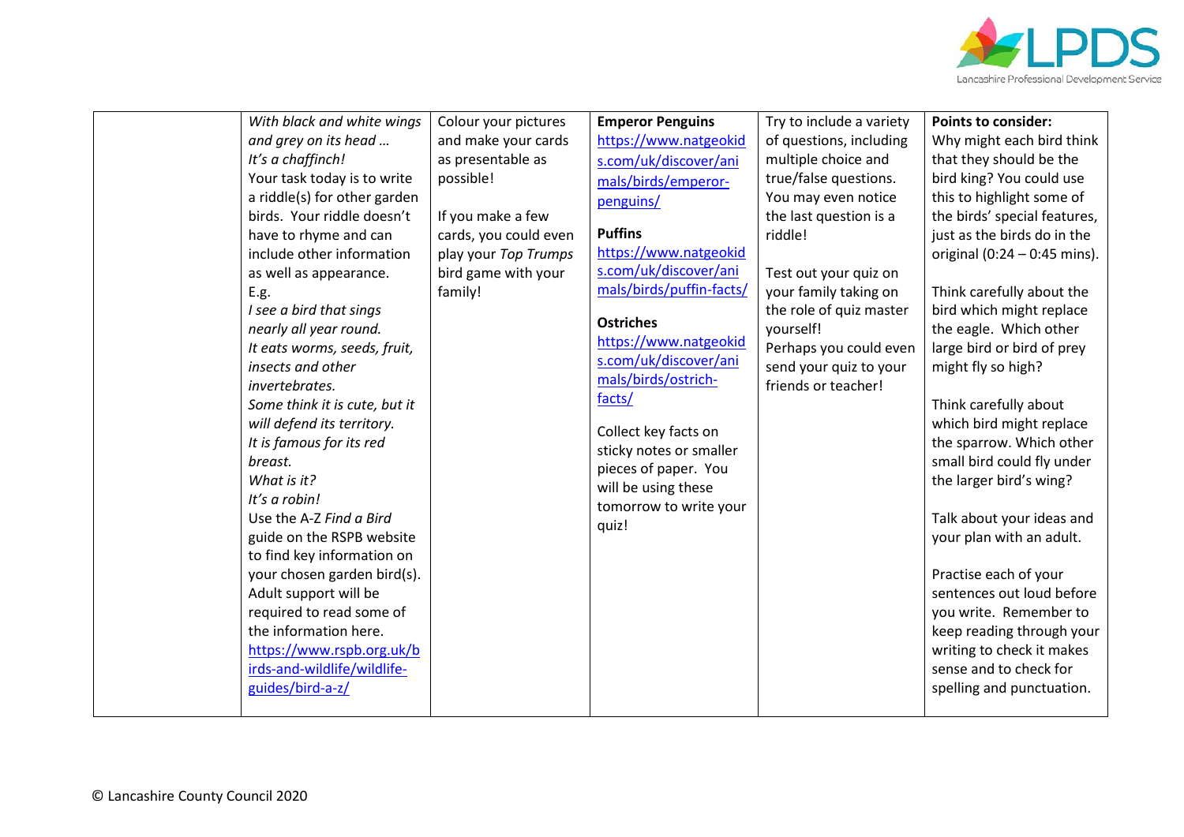| | | | | | |
|---|---|---|---|---|---|
| | *With black and white wings and grey on its head …*<br>*It's a chaffinch!*<br>Your task today is to write a riddle(s) for other garden birds. Your riddle doesn't have to rhyme and can include other information as well as appearance.<br>E.g.<br>*I see a bird that sings nearly all year round.*<br>*It eats worms, seeds, fruit, insects and other invertebrates.*<br>*Some think it is cute, but it will defend its territory.*<br>*It is famous for its red breast.*<br>*What is it?*<br>*It's a robin!*<br>Use the A-Z *Find a Bird* guide on the RSPB website to find key information on your chosen garden bird(s). Adult support will be required to read some of the information here.<br>https://www.rspb.org.uk/birds-and-wildlife/wildlife-guides/bird-a-z/ | Colour your pictures and make your cards as presentable as possible!<br><br>If you make a few cards, you could even play your *Top Trumps* bird game with your family! | **Emperor Penguins**<br>https://www.natgeokids.com/uk/discover/animals/birds/emperor-penguins/<br><br>**Puffins**<br>https://www.natgeokids.com/uk/discover/animals/birds/puffin-facts/<br><br>**Ostriches**<br>https://www.natgeokids.com/uk/discover/animals/birds/ostrich-facts/<br><br>Collect key facts on sticky notes or smaller pieces of paper. You will be using these tomorrow to write your quiz! | Try to include a variety of questions, including multiple choice and true/false questions. You may even notice the last question is a riddle!<br><br>Test out your quiz on your family taking on the role of quiz master yourself!<br>Perhaps you could even send your quiz to your friends or teacher! | **Points to consider:**<br>Why might each bird think that they should be the bird king? You could use this to highlight some of the birds' special features, just as the birds do in the original (0:24 – 0:45 mins).<br><br>Think carefully about the bird which might replace the eagle. Which other large bird or bird of prey might fly so high?<br><br>Think carefully about which bird might replace the sparrow. Which other small bird could fly under the larger bird's wing?<br><br>Talk about your ideas and your plan with an adult.<br><br>Practise each of your sentences out loud before you write. Remember to keep reading through your writing to check it makes sense and to check for spelling and punctuation. |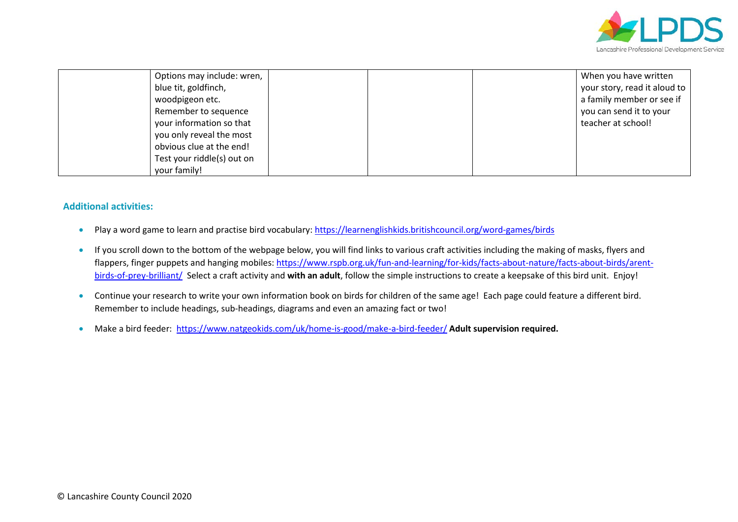| | | | | | |
|---|---|---|---|---|---|
| | Options may include: wren, blue tit, goldfinch, woodpigeon etc. Remember to sequence your information so that you only reveal the most obvious clue at the end! Test your riddle(s) out on your family! | | | | When you have written your story, read it aloud to a family member or see if you can send it to your teacher at school! |

**Additional activities:**

- Play a word game to learn and practise bird vocabulary: https://learnenglishkids.britishcouncil.org/word-games/birds
- If you scroll down to the bottom of the webpage below, you will find links to various craft activities including the making of masks, flyers and flappers, finger puppets and hanging mobiles: https://www.rspb.org.uk/fun-and-learning/for-kids/facts-about-nature/facts-about-birds/arent-birds-of-prey-brilliant/ Select a craft activity and **with an adult**, follow the simple instructions to create a keepsake of this bird unit. Enjoy!
- Continue your research to write your own information book on birds for children of the same age! Each page could feature a different bird. Remember to include headings, sub-headings, diagrams and even an amazing fact or two!
- Make a bird feeder: https://www.natgeokids.com/uk/home-is-good/make-a-bird-feeder/ **Adult supervision required.**

© Lancashire County Council 2020